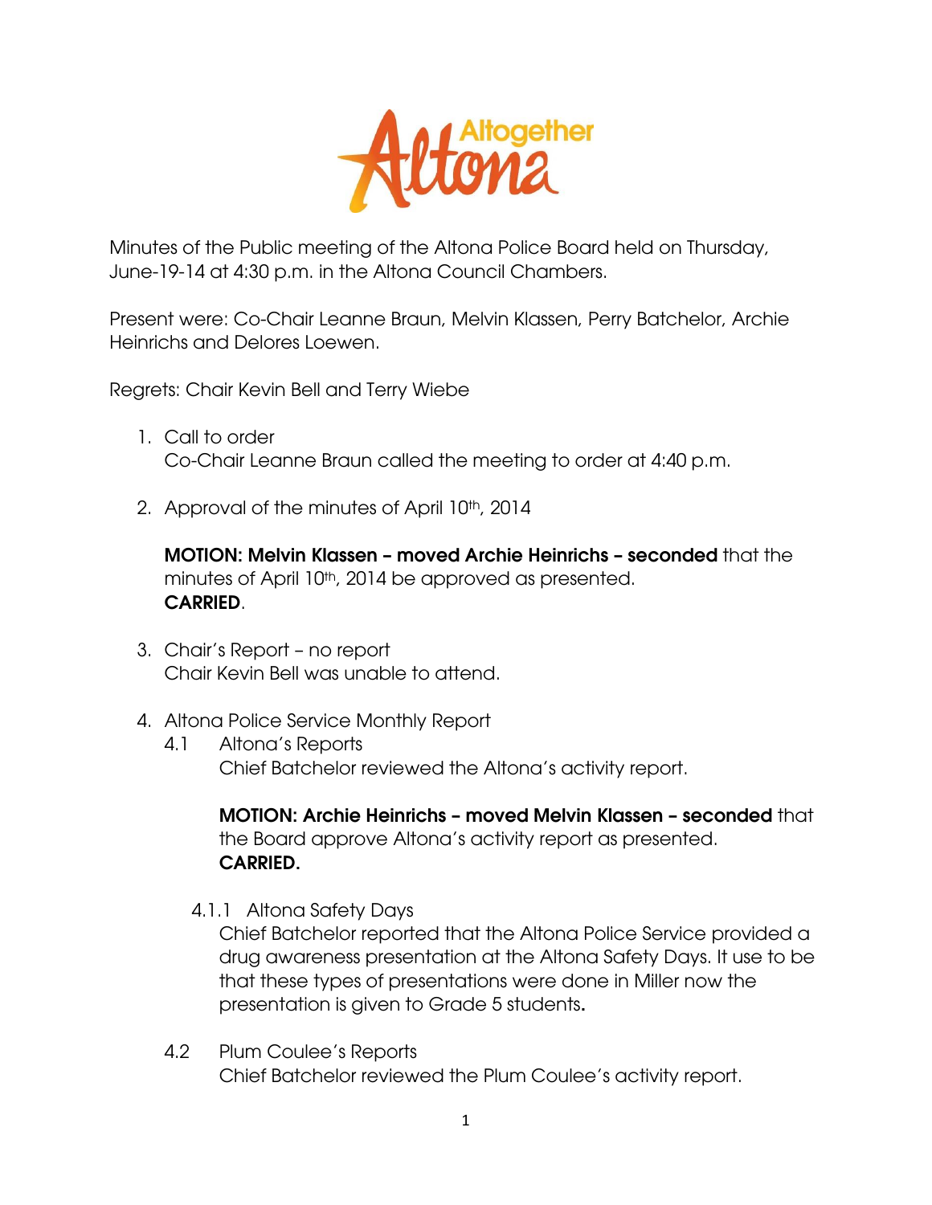Minutes of the Public meeting of the Altona Police Board held on Thursday, June-19-14 at 4:30 p.m. in the Altona Council Chambers.

Present were: Co-Chair Leanne Braun, Melvin Klassen, Perry Batchelor, Archie Heinrichs and Delores Loewen.

Regrets: Chair Kevin Bell and Terry Wiebe

1. Call to order
   Co-Chair Leanne Braun called the meeting to order at 4:40 p.m.

2. Approval of the minutes of April 10th, 2014

   **MOTION: Melvin Klassen – moved Archie Heinrichs – seconded** that the minutes of April 10th, 2014 be approved as presented.
   **CARRIED**.

3. Chair's Report – no report
   Chair Kevin Bell was unable to attend.

4. Altona Police Service Monthly Report

   4.1 Altona's Reports
   Chief Batchelor reviewed the Altona's activity report.

   **MOTION: Archie Heinrichs – moved Melvin Klassen – seconded** that the Board approve Altona's activity report as presented.
   **CARRIED.**

   4.1.1 Altona Safety Days
   Chief Batchelor reported that the Altona Police Service provided a drug awareness presentation at the Altona Safety Days. It use to be that these types of presentations were done in Miller now the presentation is given to Grade 5 students.

   4.2 Plum Coulee's Reports
   Chief Batchelor reviewed the Plum Coulee's activity report.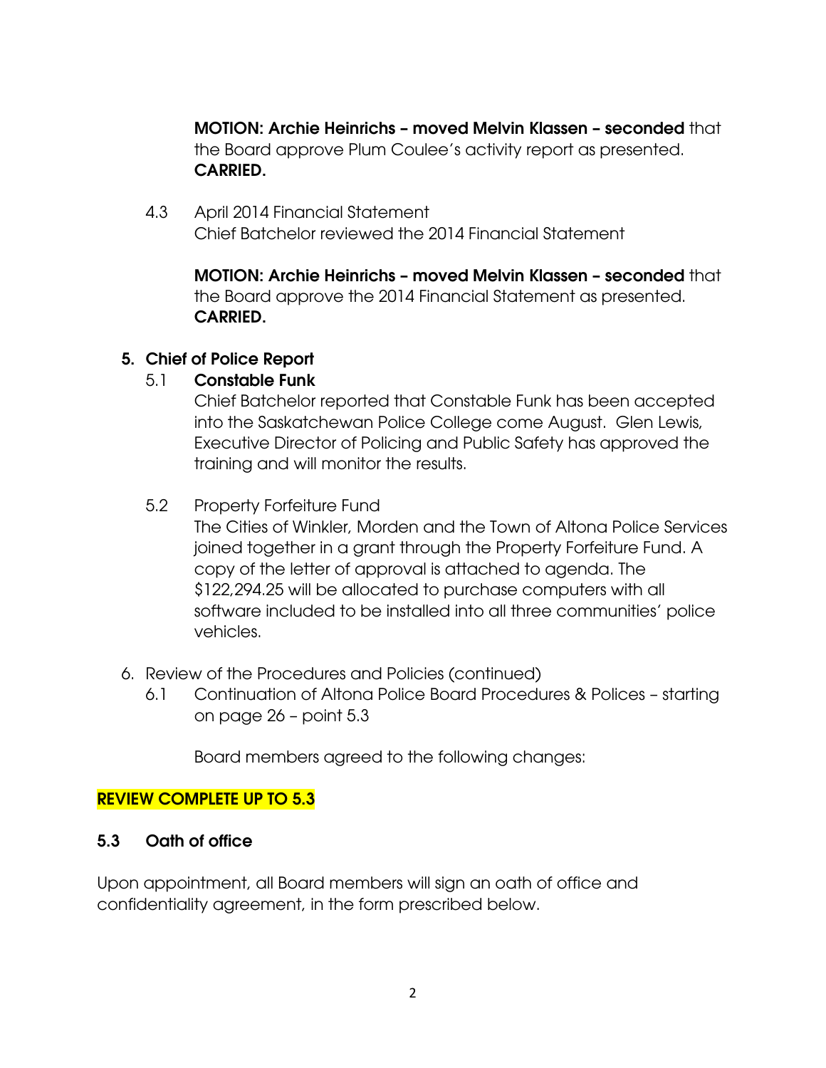**MOTION: Archie Heinrichs – moved Melvin Klassen – seconded** that the Board approve Plum Coulee's activity report as presented. **CARRIED.**

4.3 April 2014 Financial Statement
Chief Batchelor reviewed the 2014 Financial Statement

**MOTION: Archie Heinrichs – moved Melvin Klassen – seconded** that the Board approve the 2014 Financial Statement as presented. **CARRIED.**

## 5. Chief of Police Report

### 5.1 Constable Funk

Chief Batchelor reported that Constable Funk has been accepted into the Saskatchewan Police College come August. Glen Lewis, Executive Director of Policing and Public Safety has approved the training and will monitor the results.

5.2 Property Forfeiture Fund
The Cities of Winkler, Morden and the Town of Altona Police Services joined together in a grant through the Property Forfeiture Fund. A copy of the letter of approval is attached to agenda. The $122,294.25 will be allocated to purchase computers with all software included to be installed into all three communities' police vehicles.

6. Review of the Procedures and Policies (continued)
   6.1 Continuation of Altona Police Board Procedures & Polices – starting on page 26 – point 5.3

   Board members agreed to the following changes:

**REVIEW COMPLETE UP TO 5.3**

### 5.3 Oath of office

Upon appointment, all Board members will sign an oath of office and confidentiality agreement, in the form prescribed below.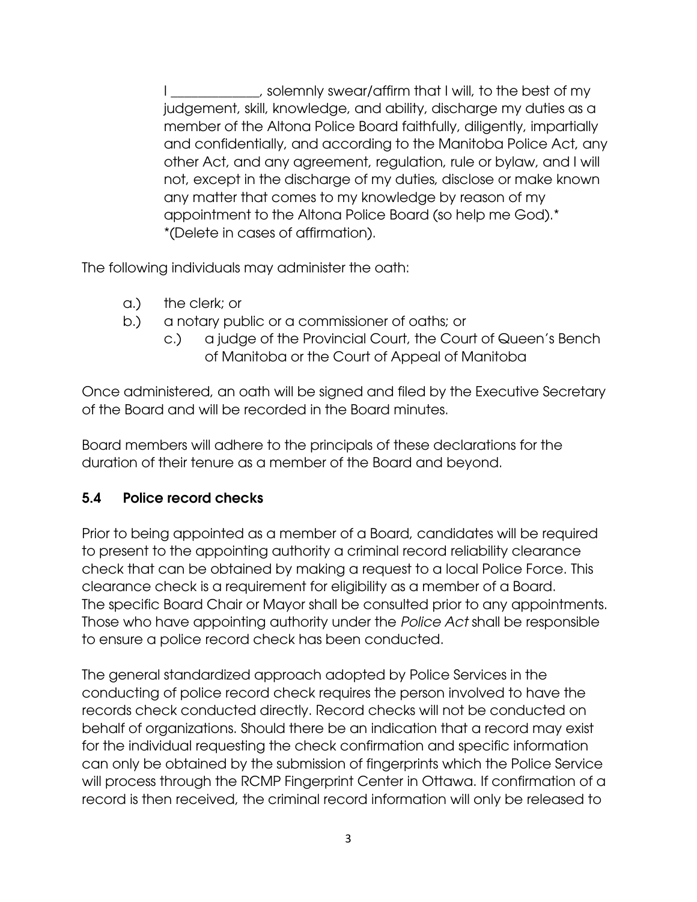I _____________, solemnly swear/affirm that I will, to the best of my judgement, skill, knowledge, and ability, discharge my duties as a member of the Altona Police Board faithfully, diligently, impartially and confidentially, and according to the Manitoba Police Act, any other Act, and any agreement, regulation, rule or bylaw, and I will not, except in the discharge of my duties, disclose or make known any matter that comes to my knowledge by reason of my appointment to the Altona Police Board (so help me God).*
*(Delete in cases of affirmation).

The following individuals may administer the oath:

a.) the clerk; or
b.) a notary public or a commissioner of oaths; or
c.) a judge of the Provincial Court, the Court of Queen's Bench of Manitoba or the Court of Appeal of Manitoba

Once administered, an oath will be signed and filed by the Executive Secretary of the Board and will be recorded in the Board minutes.

Board members will adhere to the principals of these declarations for the duration of their tenure as a member of the Board and beyond.

### 5.4 Police record checks

Prior to being appointed as a member of a Board, candidates will be required to present to the appointing authority a criminal record reliability clearance check that can be obtained by making a request to a local Police Force. This clearance check is a requirement for eligibility as a member of a Board. The specific Board Chair or Mayor shall be consulted prior to any appointments. Those who have appointing authority under the *Police Act* shall be responsible to ensure a police record check has been conducted.

The general standardized approach adopted by Police Services in the conducting of police record check requires the person involved to have the records check conducted directly. Record checks will not be conducted on behalf of organizations. Should there be an indication that a record may exist for the individual requesting the check confirmation and specific information can only be obtained by the submission of fingerprints which the Police Service will process through the RCMP Fingerprint Center in Ottawa. If confirmation of a record is then received, the criminal record information will only be released to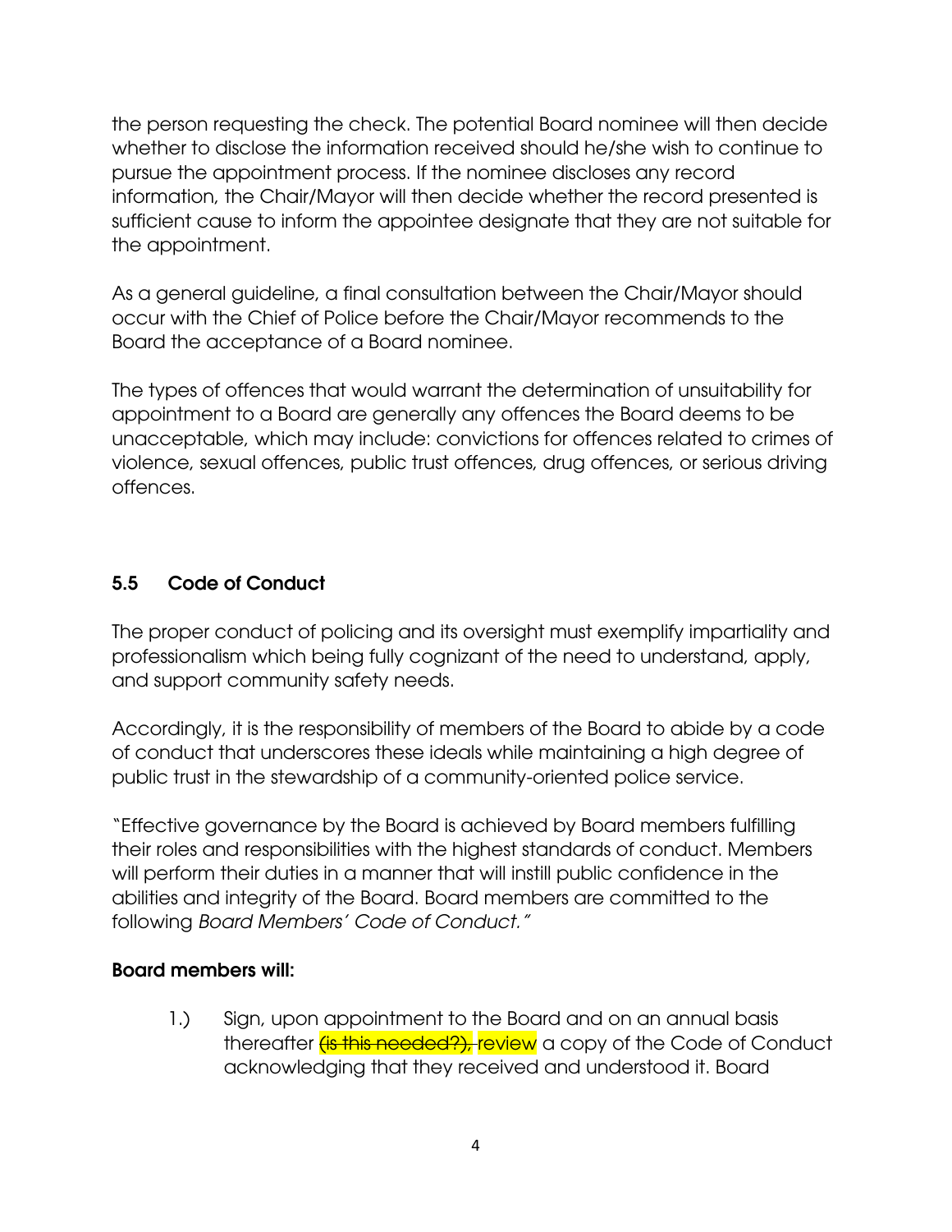the person requesting the check. The potential Board nominee will then decide whether to disclose the information received should he/she wish to continue to pursue the appointment process. If the nominee discloses any record information, the Chair/Mayor will then decide whether the record presented is sufficient cause to inform the appointee designate that they are not suitable for the appointment.

As a general guideline, a final consultation between the Chair/Mayor should occur with the Chief of Police before the Chair/Mayor recommends to the Board the acceptance of a Board nominee.

The types of offences that would warrant the determination of unsuitability for appointment to a Board are generally any offences the Board deems to be unacceptable, which may include: convictions for offences related to crimes of violence, sexual offences, public trust offences, drug offences, or serious driving offences.

## 5.5 Code of Conduct

The proper conduct of policing and its oversight must exemplify impartiality and professionalism which being fully cognizant of the need to understand, apply, and support community safety needs.

Accordingly, it is the responsibility of members of the Board to abide by a code of conduct that underscores these ideals while maintaining a high degree of public trust in the stewardship of a community-oriented police service.

"Effective governance by the Board is achieved by Board members fulfilling their roles and responsibilities with the highest standards of conduct. Members will perform their duties in a manner that will instill public confidence in the abilities and integrity of the Board. Board members are committed to the following *Board Members' Code of Conduct.*"

**Board members will:**

1.) Sign, upon appointment to the Board and on an annual basis thereafter ~~(is this needed?),~~ review a copy of the Code of Conduct acknowledging that they received and understood it. Board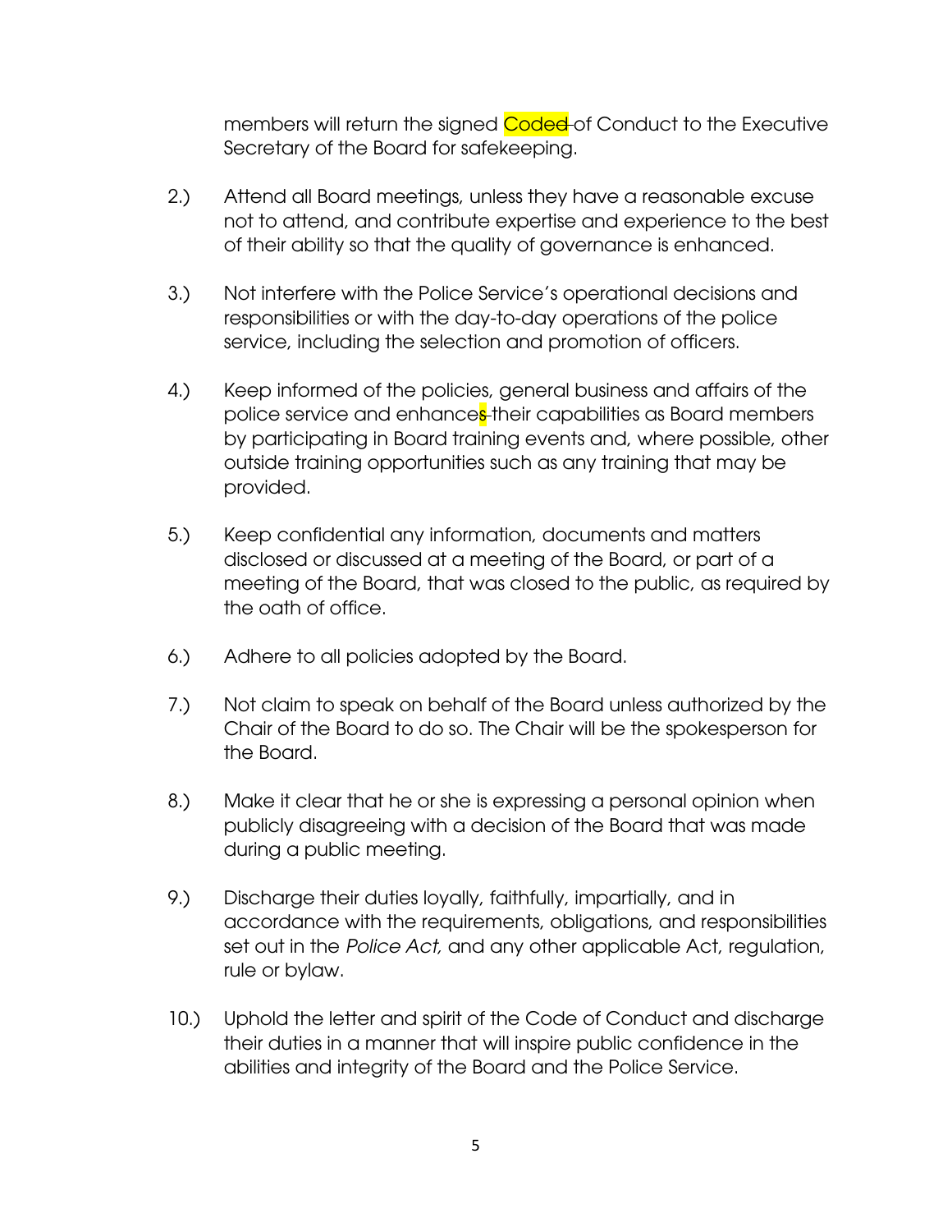members will return the signed Coded of Conduct to the Executive Secretary of the Board for safekeeping.

2.) Attend all Board meetings, unless they have a reasonable excuse not to attend, and contribute expertise and experience to the best of their ability so that the quality of governance is enhanced.

3.) Not interfere with the Police Service's operational decisions and responsibilities or with the day-to-day operations of the police service, including the selection and promotion of officers.

4.) Keep informed of the policies, general business and affairs of the police service and enhances their capabilities as Board members by participating in Board training events and, where possible, other outside training opportunities such as any training that may be provided.

5.) Keep confidential any information, documents and matters disclosed or discussed at a meeting of the Board, or part of a meeting of the Board, that was closed to the public, as required by the oath of office.

6.) Adhere to all policies adopted by the Board.

7.) Not claim to speak on behalf of the Board unless authorized by the Chair of the Board to do so. The Chair will be the spokesperson for the Board.

8.) Make it clear that he or she is expressing a personal opinion when publicly disagreeing with a decision of the Board that was made during a public meeting.

9.) Discharge their duties loyally, faithfully, impartially, and in accordance with the requirements, obligations, and responsibilities set out in the *Police Act,* and any other applicable Act, regulation, rule or bylaw.

10.) Uphold the letter and spirit of the Code of Conduct and discharge their duties in a manner that will inspire public confidence in the abilities and integrity of the Board and the Police Service.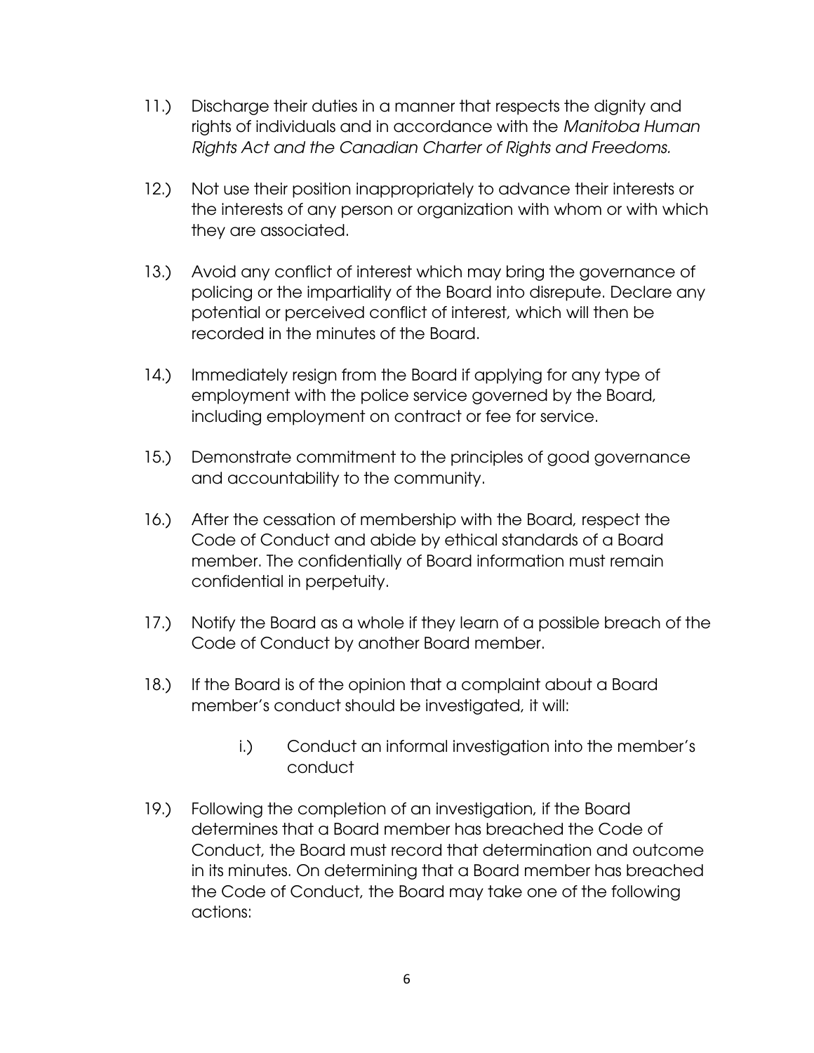11.) Discharge their duties in a manner that respects the dignity and rights of individuals and in accordance with the *Manitoba Human Rights Act and the Canadian Charter of Rights and Freedoms.*

12.) Not use their position inappropriately to advance their interests or the interests of any person or organization with whom or with which they are associated.

13.) Avoid any conflict of interest which may bring the governance of policing or the impartiality of the Board into disrepute. Declare any potential or perceived conflict of interest, which will then be recorded in the minutes of the Board.

14.) Immediately resign from the Board if applying for any type of employment with the police service governed by the Board, including employment on contract or fee for service.

15.) Demonstrate commitment to the principles of good governance and accountability to the community.

16.) After the cessation of membership with the Board, respect the Code of Conduct and abide by ethical standards of a Board member. The confidentially of Board information must remain confidential in perpetuity.

17.) Notify the Board as a whole if they learn of a possible breach of the Code of Conduct by another Board member.

18.) If the Board is of the opinion that a complaint about a Board member's conduct should be investigated, it will:

   i.) Conduct an informal investigation into the member's conduct

19.) Following the completion of an investigation, if the Board determines that a Board member has breached the Code of Conduct, the Board must record that determination and outcome in its minutes. On determining that a Board member has breached the Code of Conduct, the Board may take one of the following actions: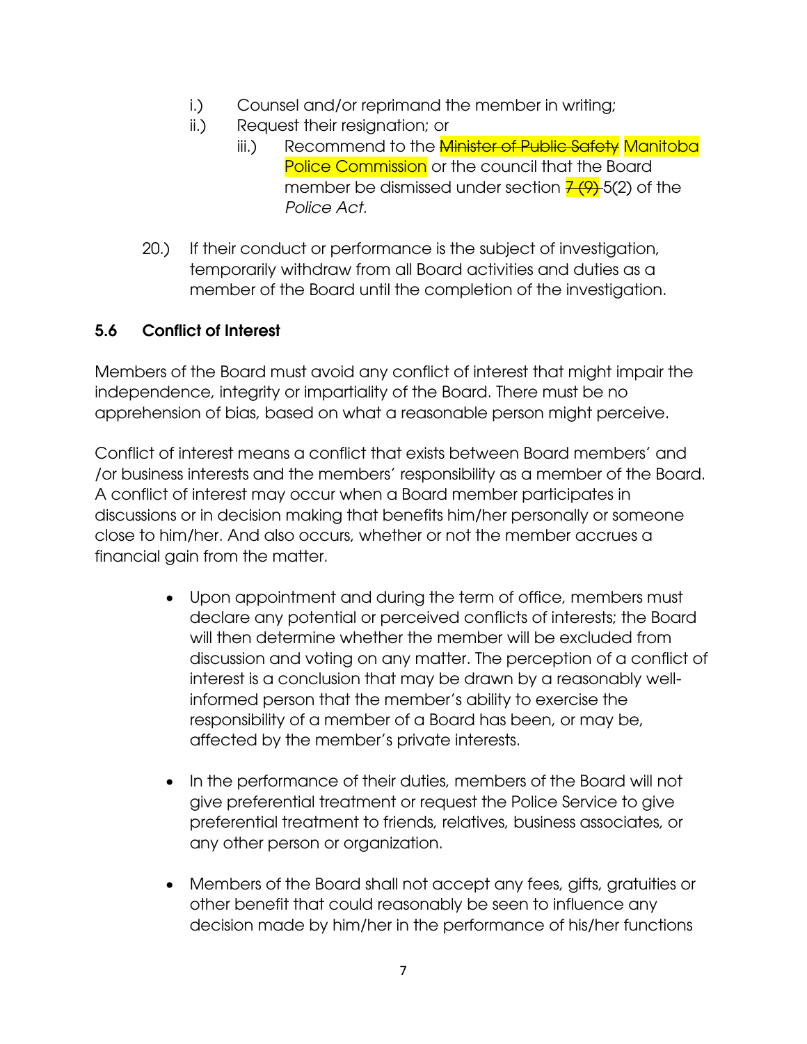i.) Counsel and/or reprimand the member in writing;

ii.) Request their resignation; or

iii.) Recommend to the ~~Minister of Public Safety~~ Manitoba Police Commission or the council that the Board member be dismissed under section ~~7 (9)~~ 5(2) of the *Police Act*.

20.) If their conduct or performance is the subject of investigation, temporarily withdraw from all Board activities and duties as a member of the Board until the completion of the investigation.

### 5.6 Conflict of Interest

Members of the Board must avoid any conflict of interest that might impair the independence, integrity or impartiality of the Board. There must be no apprehension of bias, based on what a reasonable person might perceive.

Conflict of interest means a conflict that exists between Board members' and /or business interests and the members' responsibility as a member of the Board. A conflict of interest may occur when a Board member participates in discussions or in decision making that benefits him/her personally or someone close to him/her. And also occurs, whether or not the member accrues a financial gain from the matter.

- Upon appointment and during the term of office, members must declare any potential or perceived conflicts of interests; the Board will then determine whether the member will be excluded from discussion and voting on any matter. The perception of a conflict of interest is a conclusion that may be drawn by a reasonably well-informed person that the member's ability to exercise the responsibility of a member of a Board has been, or may be, affected by the member's private interests.

- In the performance of their duties, members of the Board will not give preferential treatment or request the Police Service to give preferential treatment to friends, relatives, business associates, or any other person or organization.

- Members of the Board shall not accept any fees, gifts, gratuities or other benefit that could reasonably be seen to influence any decision made by him/her in the performance of his/her functions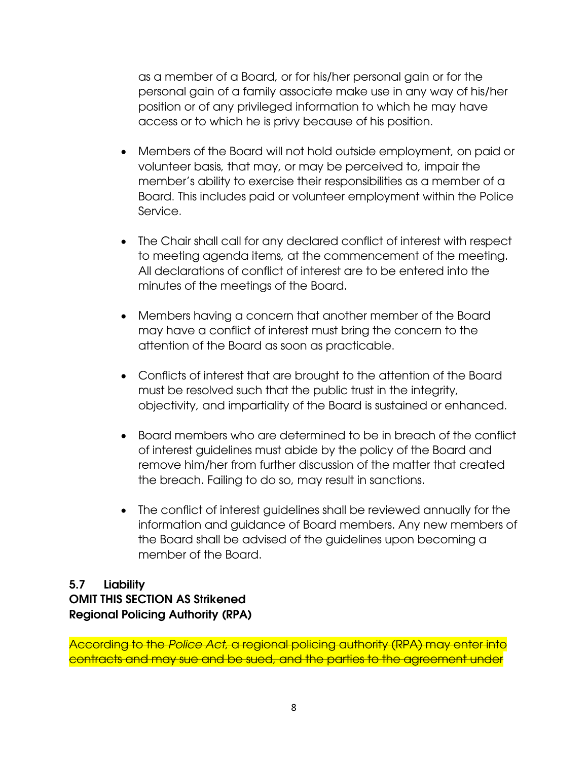as a member of a Board, or for his/her personal gain or for the personal gain of a family associate make use in any way of his/her position or of any privileged information to which he may have access or to which he is privy because of his position.

- Members of the Board will not hold outside employment, on paid or volunteer basis, that may, or may be perceived to, impair the member's ability to exercise their responsibilities as a member of a Board. This includes paid or volunteer employment within the Police Service.
- The Chair shall call for any declared conflict of interest with respect to meeting agenda items, at the commencement of the meeting. All declarations of conflict of interest are to be entered into the minutes of the meetings of the Board.
- Members having a concern that another member of the Board may have a conflict of interest must bring the concern to the attention of the Board as soon as practicable.
- Conflicts of interest that are brought to the attention of the Board must be resolved such that the public trust in the integrity, objectivity, and impartiality of the Board is sustained or enhanced.
- Board members who are determined to be in breach of the conflict of interest guidelines must abide by the policy of the Board and remove him/her from further discussion of the matter that created the breach. Failing to do so, may result in sanctions.
- The conflict of interest guidelines shall be reviewed annually for the information and guidance of Board members. Any new members of the Board shall be advised of the guidelines upon becoming a member of the Board.

**5.7 Liability**
**OMIT THIS SECTION AS Strikened**
**Regional Policing Authority (RPA)**

~~According to the *Police Act*, a regional policing authority (RPA) may enter into contracts and may sue and be sued, and the parties to the agreement under~~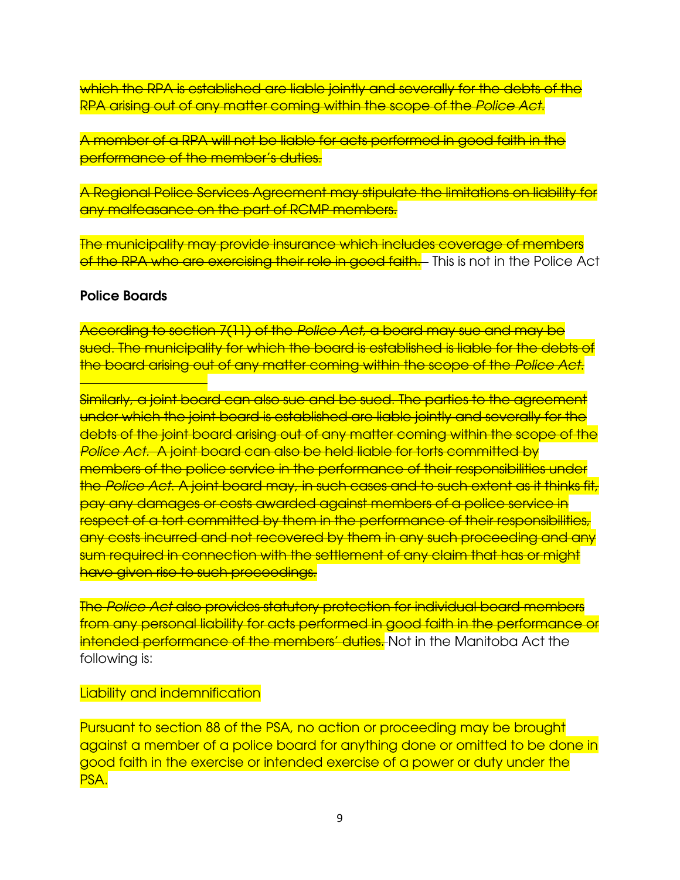~~which the RPA is established are liable jointly and severally for the debts of the RPA arising out of any matter coming within the scope of the *Police Act*.~~

~~A member of a RPA will not be liable for acts performed in good faith in the performance of the member's duties.~~

~~A Regional Police Services Agreement may stipulate the limitations on liability for any malfeasance on the part of RCMP members.~~

~~The municipality may provide insurance which includes coverage of members of the RPA who are exercising their role in good faith.~~ This is not in the Police Act

**Police Boards**

~~According to section 7(11) of the *Police Act*, a board may sue and may be sued. The municipality for which the board is established is liable for the debts of the board arising out of any matter coming within the scope of the *Police Act*.~~

~~Similarly, a joint board can also sue and be sued. The parties to the agreement under which the joint board is established are liable jointly and severally for the debts of the joint board arising out of any matter coming within the scope of the *Police Act*. A joint board can also be held liable for torts committed by members of the police service in the performance of their responsibilities under the *Police Act*. A joint board may, in such cases and to such extent as it thinks fit, pay any damages or costs awarded against members of a police service in respect of a tort committed by them in the performance of their responsibilities, any costs incurred and not recovered by them in any such proceeding and any sum required in connection with the settlement of any claim that has or might have given rise to such proceedings.~~

~~The *Police Act* also provides statutory protection for individual board members from any personal liability for acts performed in good faith in the performance or intended performance of the members' duties.~~ Not in the Manitoba Act the following is:

Liability and indemnification

Pursuant to section 88 of the PSA, no action or proceeding may be brought against a member of a police board for anything done or omitted to be done in good faith in the exercise or intended exercise of a power or duty under the PSA.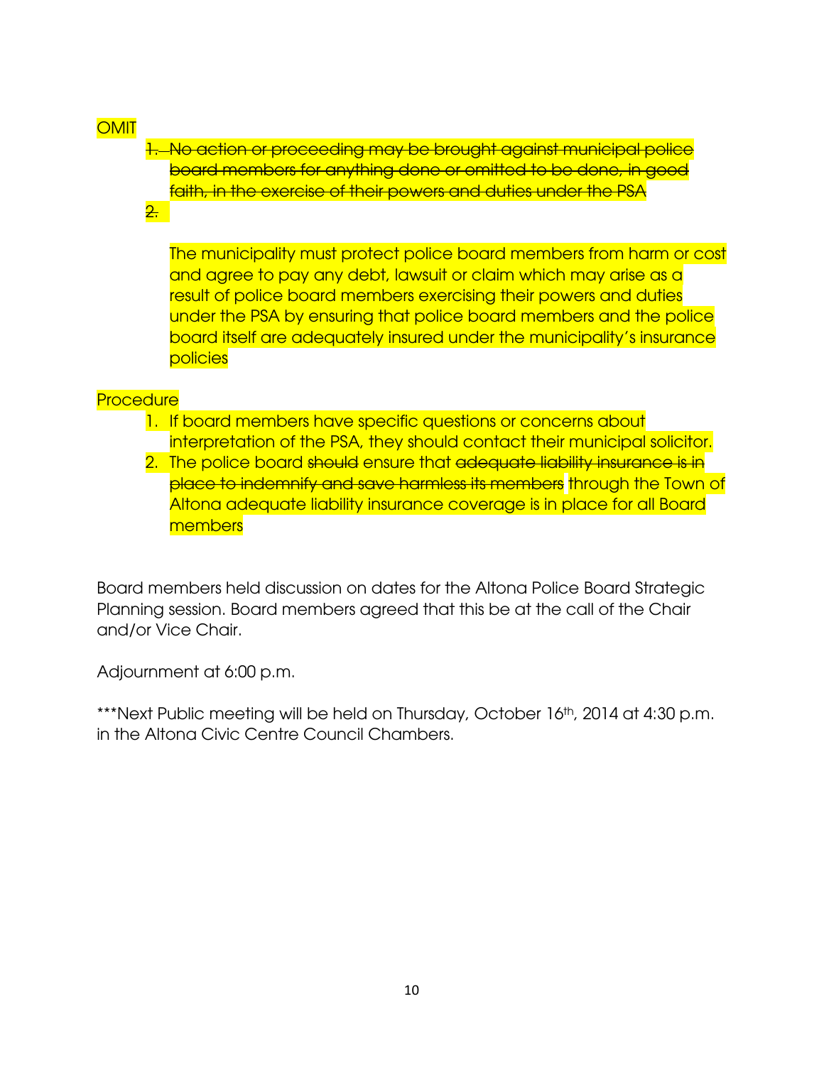OMIT

1. ~~No action or proceeding may be brought against municipal police board members for anything done or omitted to be done, in good faith, in the exercise of their powers and duties under the PSA~~
2. 

   The municipality must protect police board members from harm or cost and agree to pay any debt, lawsuit or claim which may arise as a result of police board members exercising their powers and duties under the PSA by ensuring that police board members and the police board itself are adequately insured under the municipality's insurance policies

Procedure

1. If board members have specific questions or concerns about interpretation of the PSA, they should contact their municipal solicitor.
2. The police board ~~should~~ ensure that ~~adequate liability insurance is in place to indemnify and save harmless its members~~ through the Town of Altona adequate liability insurance coverage is in place for all Board members

Board members held discussion on dates for the Altona Police Board Strategic Planning session. Board members agreed that this be at the call of the Chair and/or Vice Chair.

Adjournment at 6:00 p.m.

***Next Public meeting will be held on Thursday, October 16th, 2014 at 4:30 p.m. in the Altona Civic Centre Council Chambers.